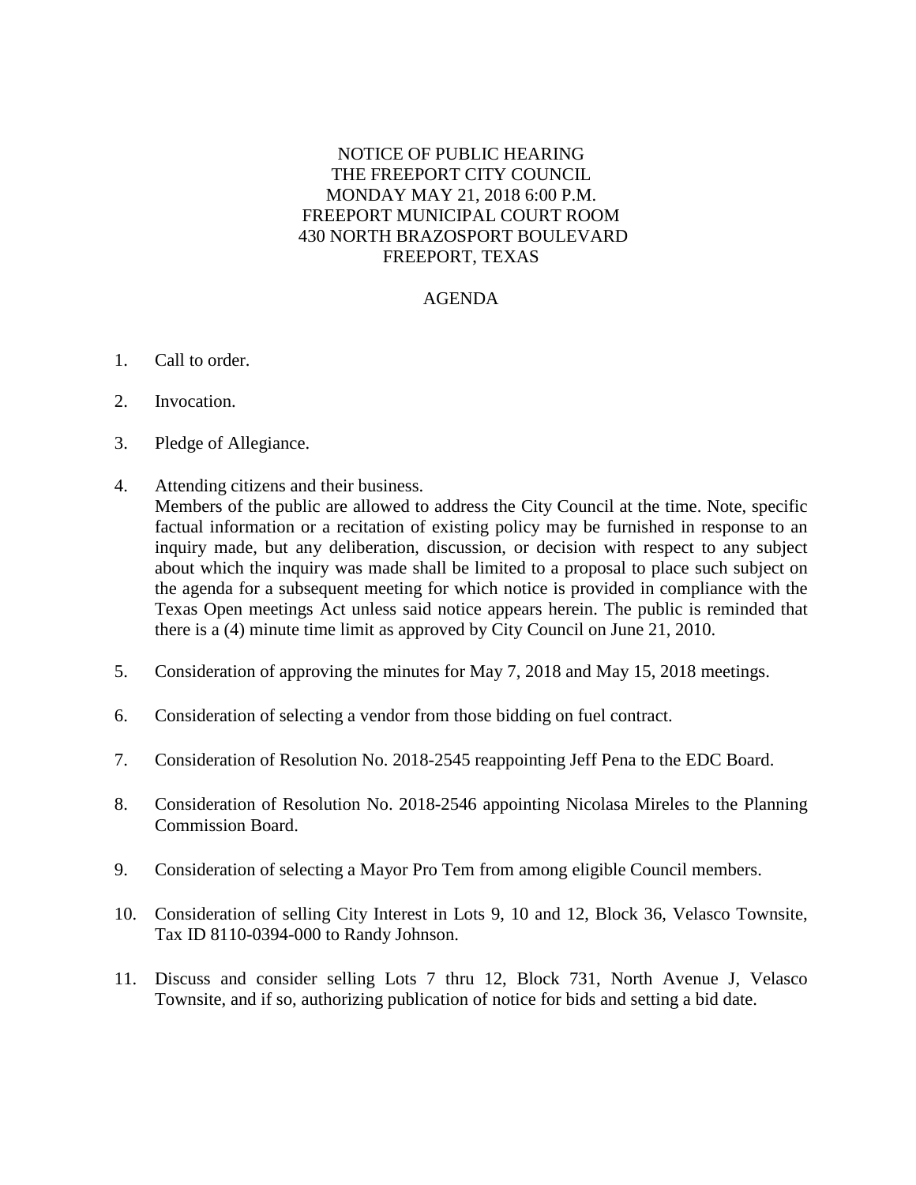# NOTICE OF PUBLIC HEARING
# THE FREEPORT CITY COUNCIL
# MONDAY MAY 21, 2018 6:00 P.M.
# FREEPORT MUNICIPAL COURT ROOM
# 430 NORTH BRAZOSPORT BOULEVARD
# FREEPORT, TEXAS

## AGENDA

1. Call to order.

2. Invocation.

3. Pledge of Allegiance.

4. Attending citizens and their business.
   Members of the public are allowed to address the City Council at the time. Note, specific factual information or a recitation of existing policy may be furnished in response to an inquiry made, but any deliberation, discussion, or decision with respect to any subject about which the inquiry was made shall be limited to a proposal to place such subject on the agenda for a subsequent meeting for which notice is provided in compliance with the Texas Open meetings Act unless said notice appears herein. The public is reminded that there is a (4) minute time limit as approved by City Council on June 21, 2010.

5. Consideration of approving the minutes for May 7, 2018 and May 15, 2018 meetings.

6. Consideration of selecting a vendor from those bidding on fuel contract.

7. Consideration of Resolution No. 2018-2545 reappointing Jeff Pena to the EDC Board.

8. Consideration of Resolution No. 2018-2546 appointing Nicolasa Mireles to the Planning Commission Board.

9. Consideration of selecting a Mayor Pro Tem from among eligible Council members.

10. Consideration of selling City Interest in Lots 9, 10 and 12, Block 36, Velasco Townsite, Tax ID 8110-0394-000 to Randy Johnson.

11. Discuss and consider selling Lots 7 thru 12, Block 731, North Avenue J, Velasco Townsite, and if so, authorizing publication of notice for bids and setting a bid date.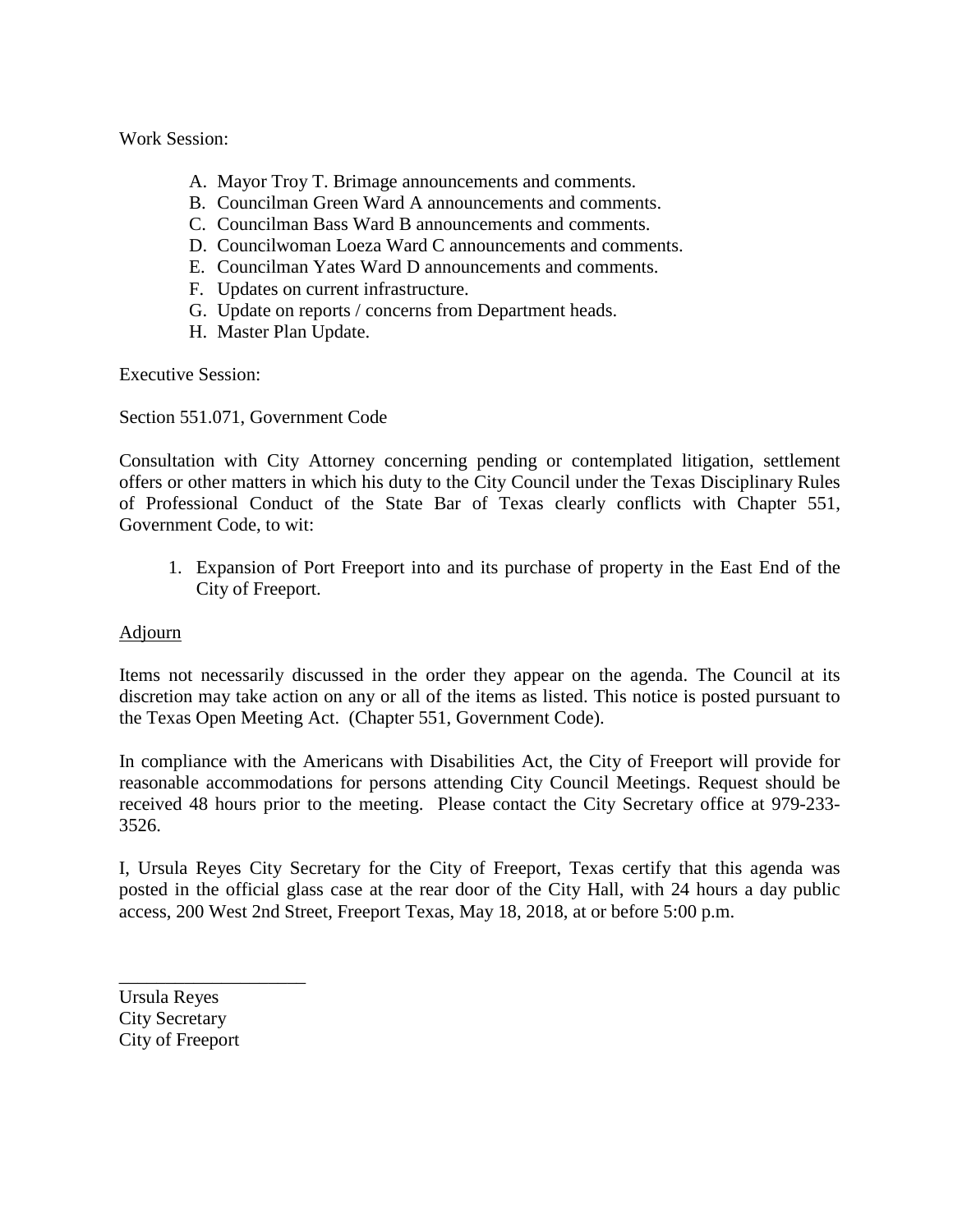Work Session:

A. Mayor Troy T. Brimage announcements and comments.
B. Councilman Green Ward A announcements and comments.
C. Councilman Bass Ward B announcements and comments.
D. Councilwoman Loeza Ward C announcements and comments.
E. Councilman Yates Ward D announcements and comments.
F. Updates on current infrastructure.
G. Update on reports / concerns from Department heads.
H. Master Plan Update.

Executive Session:

Section 551.071, Government Code

Consultation with City Attorney concerning pending or contemplated litigation, settlement offers or other matters in which his duty to the City Council under the Texas Disciplinary Rules of Professional Conduct of the State Bar of Texas clearly conflicts with Chapter 551, Government Code, to wit:

1. Expansion of Port Freeport into and its purchase of property in the East End of the City of Freeport.

<u>Adjourn</u>

Items not necessarily discussed in the order they appear on the agenda. The Council at its discretion may take action on any or all of the items as listed. This notice is posted pursuant to the Texas Open Meeting Act. (Chapter 551, Government Code).

In compliance with the Americans with Disabilities Act, the City of Freeport will provide for reasonable accommodations for persons attending City Council Meetings. Request should be received 48 hours prior to the meeting. Please contact the City Secretary office at 979-233-3526.

I, Ursula Reyes City Secretary for the City of Freeport, Texas certify that this agenda was posted in the official glass case at the rear door of the City Hall, with 24 hours a day public access, 200 West 2nd Street, Freeport Texas, May 18, 2018, at or before 5:00 p.m.

____________________
Ursula Reyes
City Secretary
City of Freeport